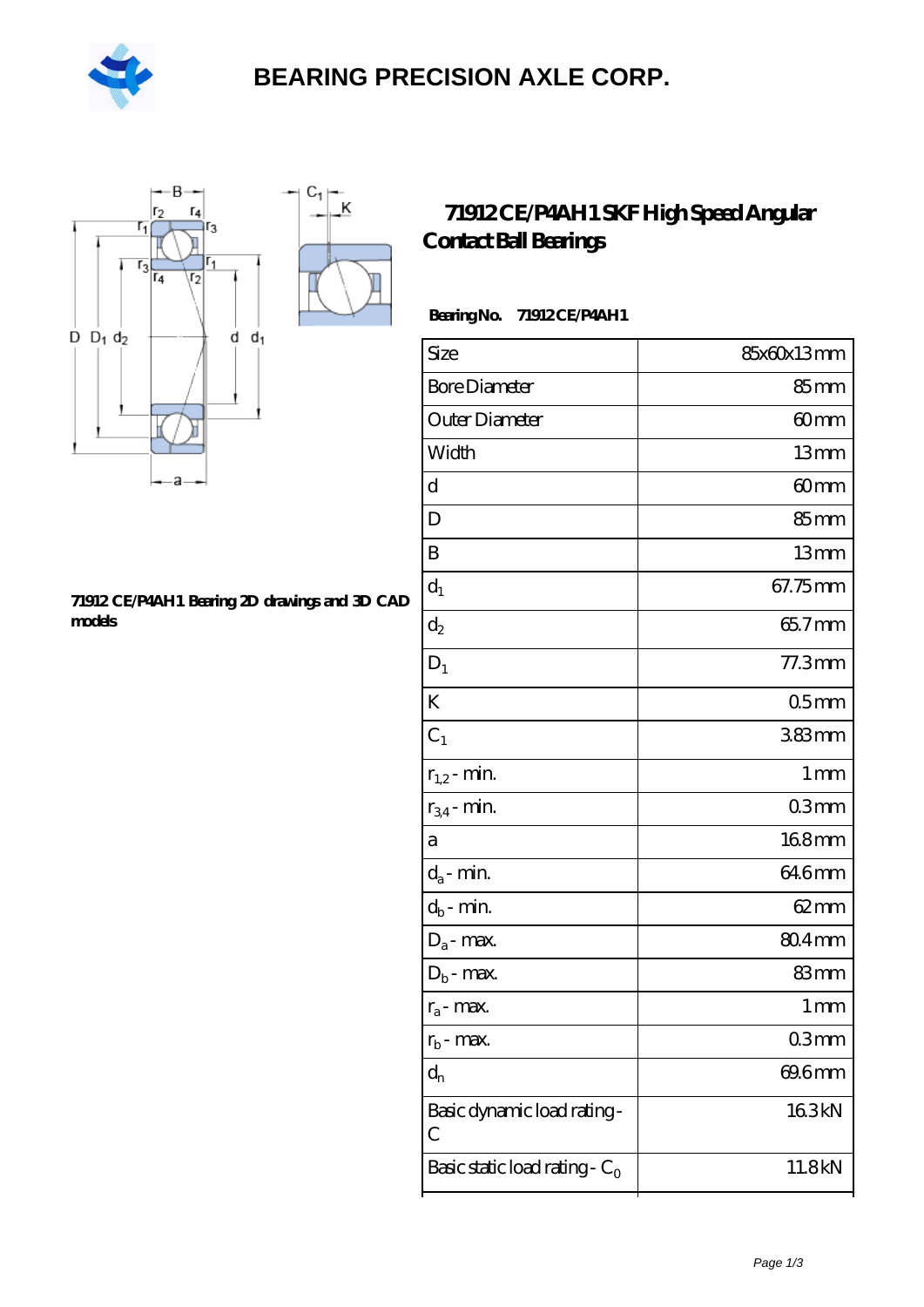# BEARING PRECISION AXLE CORP.

## 71912 CE/P4AH1 SKF High Speed Angular Contact Ball Bearings

71912 CE/P4AH1 Bearing 2D drawings and 3D CAD models

**Bearing No.** 71912 CE/P4AH1

| | |
|---|---|
| Size | 85x60x13 mm |
| Bore Diameter | 85 mm |
| Outer Diameter | 60 mm |
| Width | 13 mm |
| d | 60 mm |
| D | 85 mm |
| B | 13 mm |
| $d_1$ | 67.75 mm |
| $d_2$ | 65.7 mm |
| $D_1$ | 77.3 mm |
| K | 0.5 mm |
| $C_1$ | 3.83 mm |
| $r_{1,2}$ - min. | 1 mm |
| $r_{3,4}$ - min. | 0.3 mm |
| a | 16.8 mm |
| $d_a$ - min. | 64.6 mm |
| $d_b$ - min. | 62 mm |
| $D_a$ - max. | 80.4 mm |
| $D_b$ - max. | 83 mm |
| $r_a$ - max. | 1 mm |
| $r_b$ - max. | 0.3 mm |
| $d_n$ | 69.6 mm |
| Basic dynamic load rating - C | 16.3 kN |
| Basic static load rating - $C_0$ | 11.8 kN |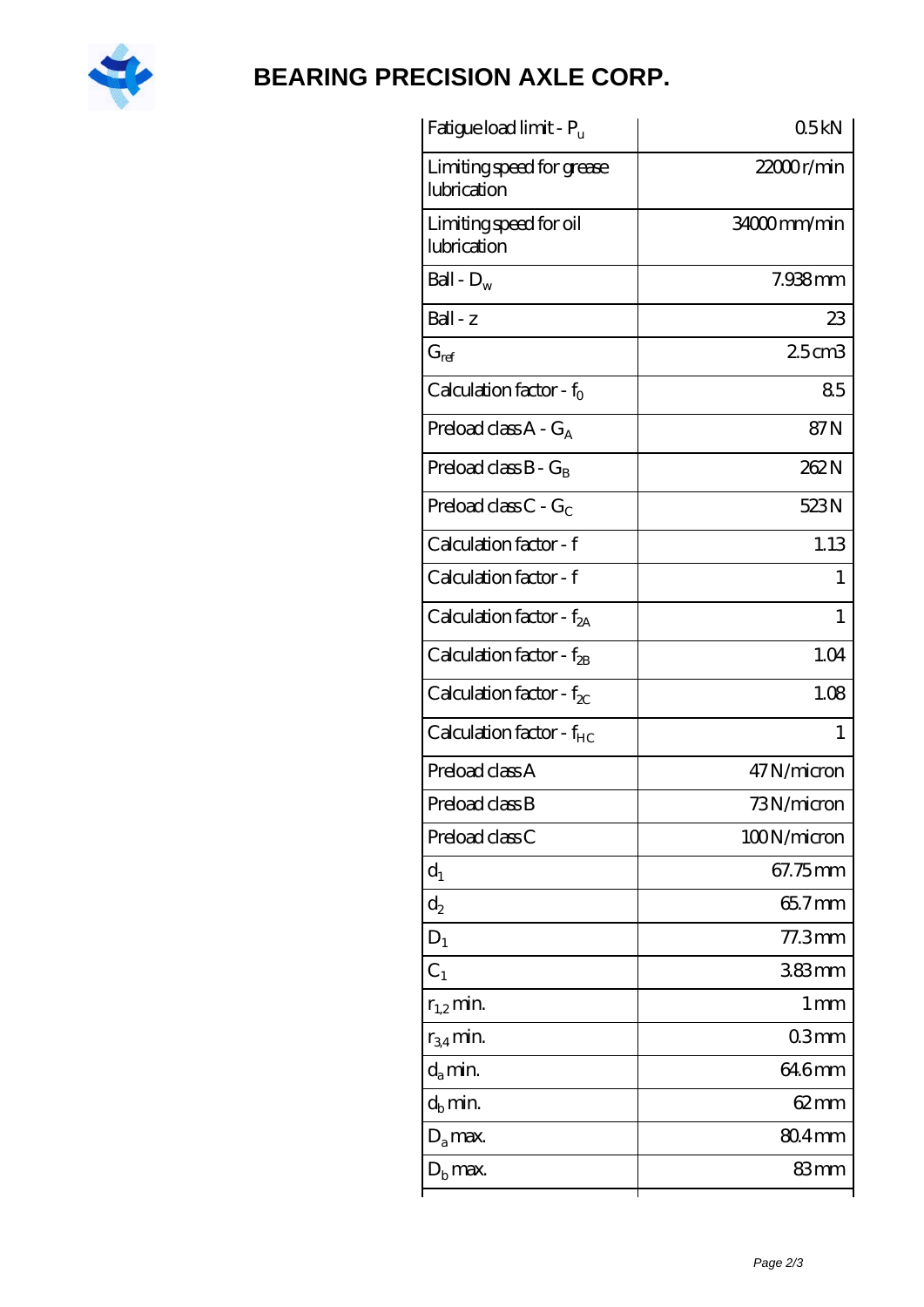| Fatigue load limit - $P_u$ | 0.5 kN |
| --- | --- |
| Limiting speed for grease lubrication | 22000 r/min |
| Limiting speed for oil lubrication | 34000 mm/min |
| Ball - $D_w$ | 7.938 mm |
| Ball - z | 23 |
| $G_{ref}$ | 2.5 cm3 |
| Calculation factor - $f_0$ | 8.5 |
| Preload class A - $G_A$ | 87 N |
| Preload class B - $G_B$ | 262 N |
| Preload class C - $G_C$ | 523 N |
| Calculation factor - f | 1.13 |
| Calculation factor - f | 1 |
| Calculation factor - $f_{2A}$ | 1 |
| Calculation factor - $f_{2B}$ | 1.04 |
| Calculation factor - $f_{2C}$ | 1.08 |
| Calculation factor - $f_{HC}$ | 1 |
| Preload class A | 47 N/micron |
| Preload class B | 73 N/micron |
| Preload class C | 100 N/micron |
| $d_1$ | 67.75 mm |
| $d_2$ | 65.7 mm |
| $D_1$ | 77.3 mm |
| $C_1$ | 3.83 mm |
| $r_{1,2}$ min. | 1 mm |
| $r_{3,4}$ min. | 0.3 mm |
| $d_a$ min. | 64.6 mm |
| $d_b$ min. | 62 mm |
| $D_a$ max. | 80.4 mm |
| $D_b$ max. | 83 mm |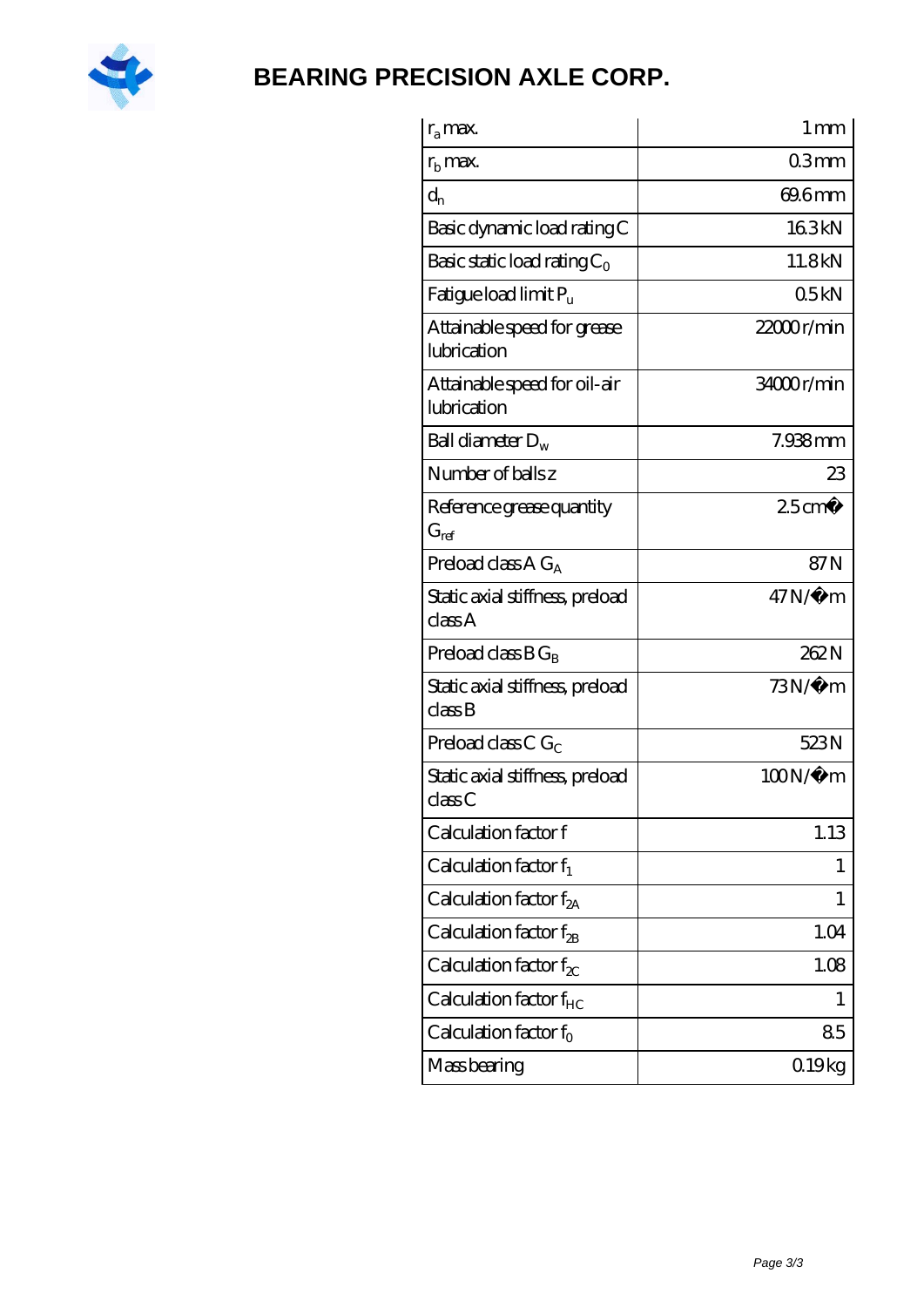| | |
|---|---|
| $r_a$ max. | 1 mm |
| $r_b$ max. | 0.3 mm |
| $d_n$ | 69.6 mm |
| Basic dynamic load rating C | 16.3 kN |
| Basic static load rating $C_0$ | 11.8 kN |
| Fatigue load limit $P_u$ | 0.5 kN |
| Attainable speed for grease lubrication | 22000 r/min |
| Attainable speed for oil-air lubrication | 34000 r/min |
| Ball diameter $D_w$ | 7.938 mm |
| Number of balls z | 23 |
| Reference grease quantity $G_{ref}$ | 2.5 cm� |
| Preload class A $G_A$ | 87 N |
| Static axial stiffness, preload class A | 47 N/� m |
| Preload class B $G_B$ | 262 N |
| Static axial stiffness, preload class B | 73 N/� m |
| Preload class C $G_C$ | 523 N |
| Static axial stiffness, preload class C | 100 N/� m |
| Calculation factor f | 1.13 |
| Calculation factor $f_1$ | 1 |
| Calculation factor $f_{2A}$ | 1 |
| Calculation factor $f_{2B}$ | 1.04 |
| Calculation factor $f_{2C}$ | 1.08 |
| Calculation factor $f_{HC}$ | 1 |
| Calculation factor $f_0$ | 8.5 |
| Mass bearing | 0.19 kg |